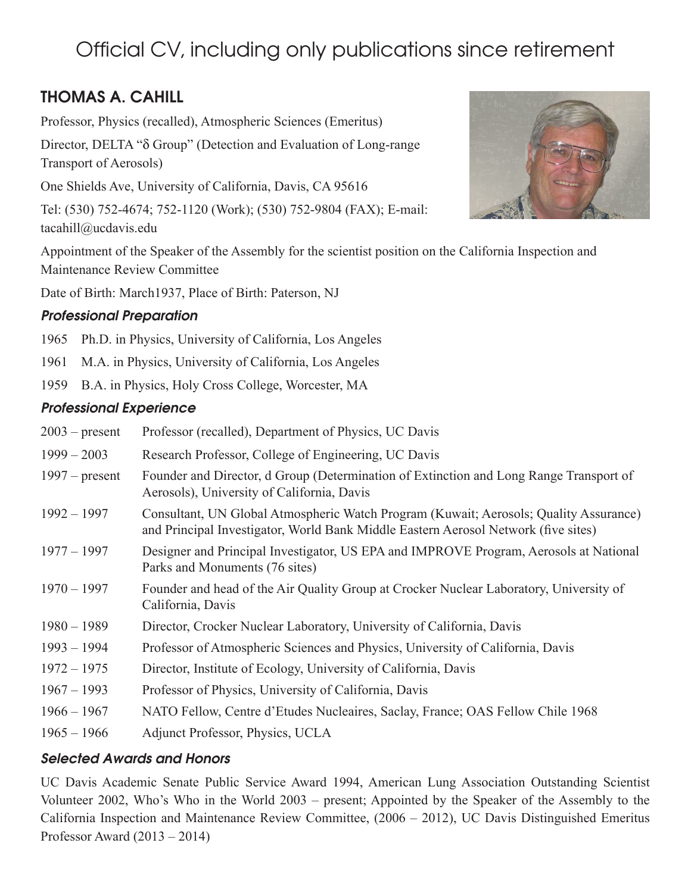# Official CV, including only publications since retirement

## THOMAS A. CAHILL

Professor, Physics (recalled), Atmospheric Sciences (Emeritus)

Director, DELTA "δ Group" (Detection and Evaluation of Long-range Transport of Aerosols)

One Shields Ave, University of California, Davis, CA 95616

Tel: (530) 752-4674; 752-1120 (Work); (530) 752-9804 (FAX); E-mail: tacahill@ucdavis.edu

Appointment of the Speaker of the Assembly for the scientist position on the California Inspection and Maintenance Review Committee

Date of Birth: March1937, Place of Birth: Paterson, NJ

### *Professional Preparation*

1965 Ph.D. in Physics, University of California, Los Angeles

1961 M.A. in Physics, University of California, Los Angeles

1959 B.A. in Physics, Holy Cross College, Worcester, MA

### *Professional Experience*

| | |
|---|---|
| 2003 – present | Professor (recalled), Department of Physics, UC Davis |
| 1999 – 2003 | Research Professor, College of Engineering, UC Davis |
| 1997 – present | Founder and Director, d Group (Determination of Extinction and Long Range Transport of Aerosols), University of California, Davis |
| 1992 – 1997 | Consultant, UN Global Atmospheric Watch Program (Kuwait; Aerosols; Quality Assurance) and Principal Investigator, World Bank Middle Eastern Aerosol Network (five sites) |
| 1977 – 1997 | Designer and Principal Investigator, US EPA and IMPROVE Program, Aerosols at National Parks and Monuments (76 sites) |
| 1970 – 1997 | Founder and head of the Air Quality Group at Crocker Nuclear Laboratory, University of California, Davis |
| 1980 – 1989 | Director, Crocker Nuclear Laboratory, University of California, Davis |
| 1993 – 1994 | Professor of Atmospheric Sciences and Physics, University of California, Davis |
| 1972 – 1975 | Director, Institute of Ecology, University of California, Davis |
| 1967 – 1993 | Professor of Physics, University of California, Davis |
| 1966 – 1967 | NATO Fellow, Centre d'Etudes Nucleaires, Saclay, France; OAS Fellow Chile 1968 |
| 1965 – 1966 | Adjunct Professor, Physics, UCLA |

### *Selected Awards and Honors*

UC Davis Academic Senate Public Service Award 1994, American Lung Association Outstanding Scientist Volunteer 2002, Who's Who in the World 2003 – present; Appointed by the Speaker of the Assembly to the California Inspection and Maintenance Review Committee, (2006 – 2012), UC Davis Distinguished Emeritus Professor Award (2013 – 2014)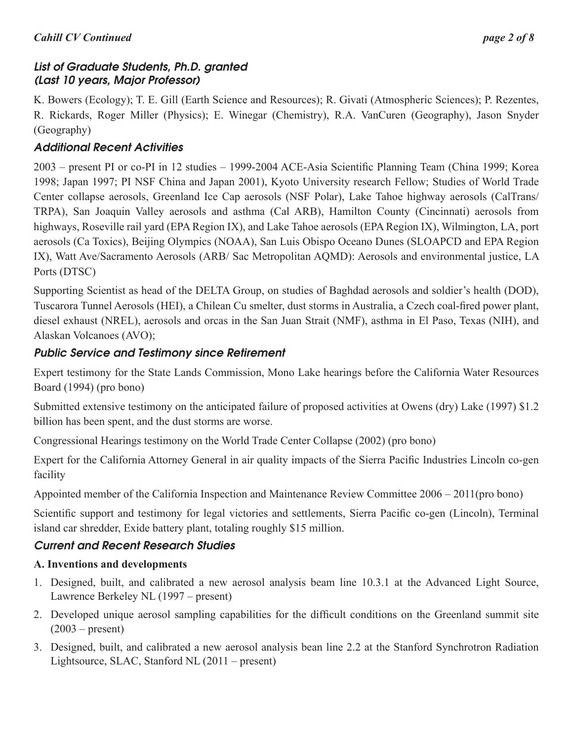### *List of Graduate Students, Ph.D. granted (Last 10 years, Major Professor)*

K. Bowers (Ecology); T. E. Gill (Earth Science and Resources); R. Givati (Atmospheric Sciences); P. Rezentes, R. Rickards, Roger Miller (Physics); E. Winegar (Chemistry), R.A. VanCuren (Geography), Jason Snyder (Geography)

### *Additional Recent Activities*

2003 – present PI or co-PI in 12 studies – 1999-2004 ACE-Asia Scientific Planning Team (China 1999; Korea 1998; Japan 1997; PI NSF China and Japan 2001), Kyoto University research Fellow; Studies of World Trade Center collapse aerosols, Greenland Ice Cap aerosols (NSF Polar), Lake Tahoe highway aerosols (CalTrans/ TRPA), San Joaquin Valley aerosols and asthma (Cal ARB), Hamilton County (Cincinnati) aerosols from highways, Roseville rail yard (EPA Region IX), and Lake Tahoe aerosols (EPA Region IX), Wilmington, LA, port aerosols (Ca Toxics), Beijing Olympics (NOAA), San Luis Obispo Oceano Dunes (SLOAPCD and EPA Region IX), Watt Ave/Sacramento Aerosols (ARB/ Sac Metropolitan AQMD): Aerosols and environmental justice, LA Ports (DTSC)

Supporting Scientist as head of the DELTA Group, on studies of Baghdad aerosols and soldier's health (DOD), Tuscarora Tunnel Aerosols (HEI), a Chilean Cu smelter, dust storms in Australia, a Czech coal-fired power plant, diesel exhaust (NREL), aerosols and orcas in the San Juan Strait (NMF), asthma in El Paso, Texas (NIH), and Alaskan Volcanoes (AVO);

### *Public Service and Testimony since Retirement*

Expert testimony for the State Lands Commission, Mono Lake hearings before the California Water Resources Board (1994) (pro bono)

Submitted extensive testimony on the anticipated failure of proposed activities at Owens (dry) Lake (1997) $1.2 billion has been spent, and the dust storms are worse.

Congressional Hearings testimony on the World Trade Center Collapse (2002) (pro bono)

Expert for the California Attorney General in air quality impacts of the Sierra Pacific Industries Lincoln co-gen facility

Appointed member of the California Inspection and Maintenance Review Committee 2006 – 2011(pro bono)

Scientific support and testimony for legal victories and settlements, Sierra Pacific co-gen (Lincoln), Terminal island car shredder, Exide battery plant, totaling roughly $15 million.

### *Current and Recent Research Studies*

**A. Inventions and developments**

1. Designed, built, and calibrated a new aerosol analysis beam line 10.3.1 at the Advanced Light Source, Lawrence Berkeley NL (1997 – present)
2. Developed unique aerosol sampling capabilities for the difficult conditions on the Greenland summit site (2003 – present)
3. Designed, built, and calibrated a new aerosol analysis bean line 2.2 at the Stanford Synchrotron Radiation Lightsource, SLAC, Stanford NL (2011 – present)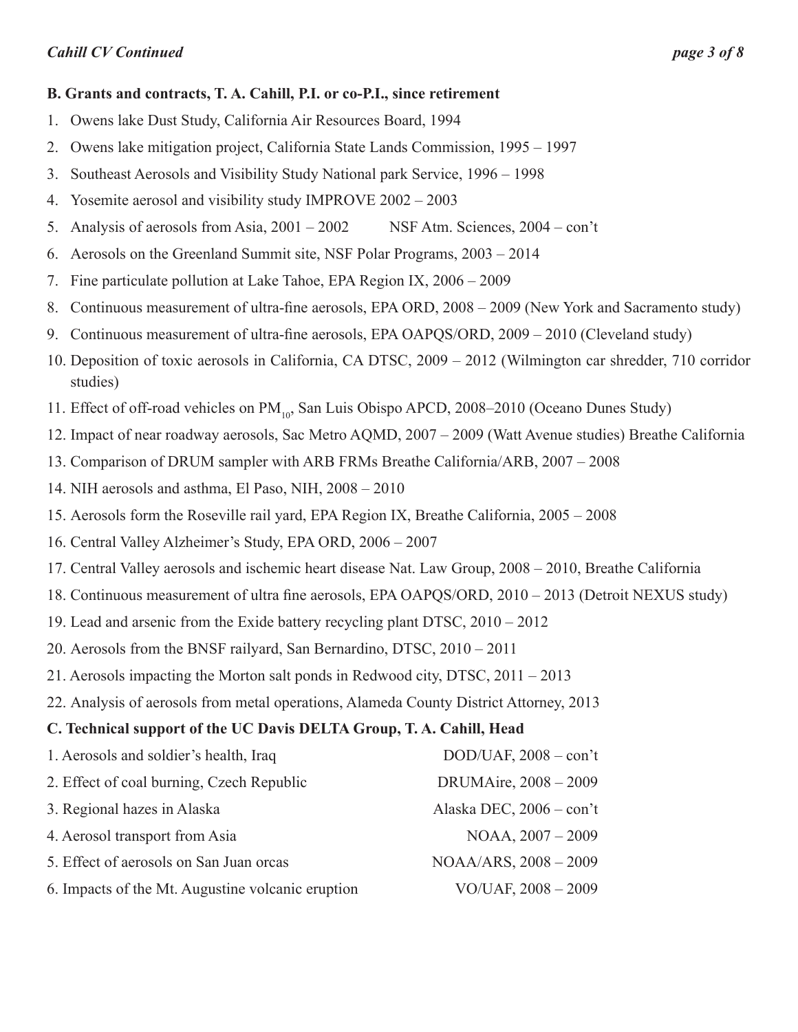**B. Grants and contracts, T. A. Cahill, P.I. or co-P.I., since retirement**

1. Owens lake Dust Study, California Air Resources Board, 1994
2. Owens lake mitigation project, California State Lands Commission, 1995 – 1997
3. Southeast Aerosols and Visibility Study National park Service, 1996 – 1998
4. Yosemite aerosol and visibility study IMPROVE 2002 – 2003
5. Analysis of aerosols from Asia, 2001 – 2002 NSF Atm. Sciences, 2004 – con't
6. Aerosols on the Greenland Summit site, NSF Polar Programs, 2003 – 2014
7. Fine particulate pollution at Lake Tahoe, EPA Region IX, 2006 – 2009
8. Continuous measurement of ultra-fine aerosols, EPA ORD, 2008 – 2009 (New York and Sacramento study)
9. Continuous measurement of ultra-fine aerosols, EPA OAPQS/ORD, 2009 – 2010 (Cleveland study)
10. Deposition of toxic aerosols in California, CA DTSC, 2009 – 2012 (Wilmington car shredder, 710 corridor studies)
11. Effect of off-road vehicles on $PM_{10}$, San Luis Obispo APCD, 2008–2010 (Oceano Dunes Study)
12. Impact of near roadway aerosols, Sac Metro AQMD, 2007 – 2009 (Watt Avenue studies) Breathe California
13. Comparison of DRUM sampler with ARB FRMs Breathe California/ARB, 2007 – 2008
14. NIH aerosols and asthma, El Paso, NIH, 2008 – 2010
15. Aerosols form the Roseville rail yard, EPA Region IX, Breathe California, 2005 – 2008
16. Central Valley Alzheimer's Study, EPA ORD, 2006 – 2007
17. Central Valley aerosols and ischemic heart disease Nat. Law Group, 2008 – 2010, Breathe California
18. Continuous measurement of ultra fine aerosols, EPA OAPQS/ORD, 2010 – 2013 (Detroit NEXUS study)
19. Lead and arsenic from the Exide battery recycling plant DTSC, 2010 – 2012
20. Aerosols from the BNSF railyard, San Bernardino, DTSC, 2010 – 2011
21. Aerosols impacting the Morton salt ponds in Redwood city, DTSC, 2011 – 2013
22. Analysis of aerosols from metal operations, Alameda County District Attorney, 2013

**C. Technical support of the UC Davis DELTA Group, T. A. Cahill, Head**

1. Aerosols and soldier's health, Iraq — DOD/UAF, 2008 – con't
2. Effect of coal burning, Czech Republic — DRUMAire, 2008 – 2009
3. Regional hazes in Alaska — Alaska DEC, 2006 – con't
4. Aerosol transport from Asia — NOAA, 2007 – 2009
5. Effect of aerosols on San Juan orcas — NOAA/ARS, 2008 – 2009
6. Impacts of the Mt. Augustine volcanic eruption — VO/UAF, 2008 – 2009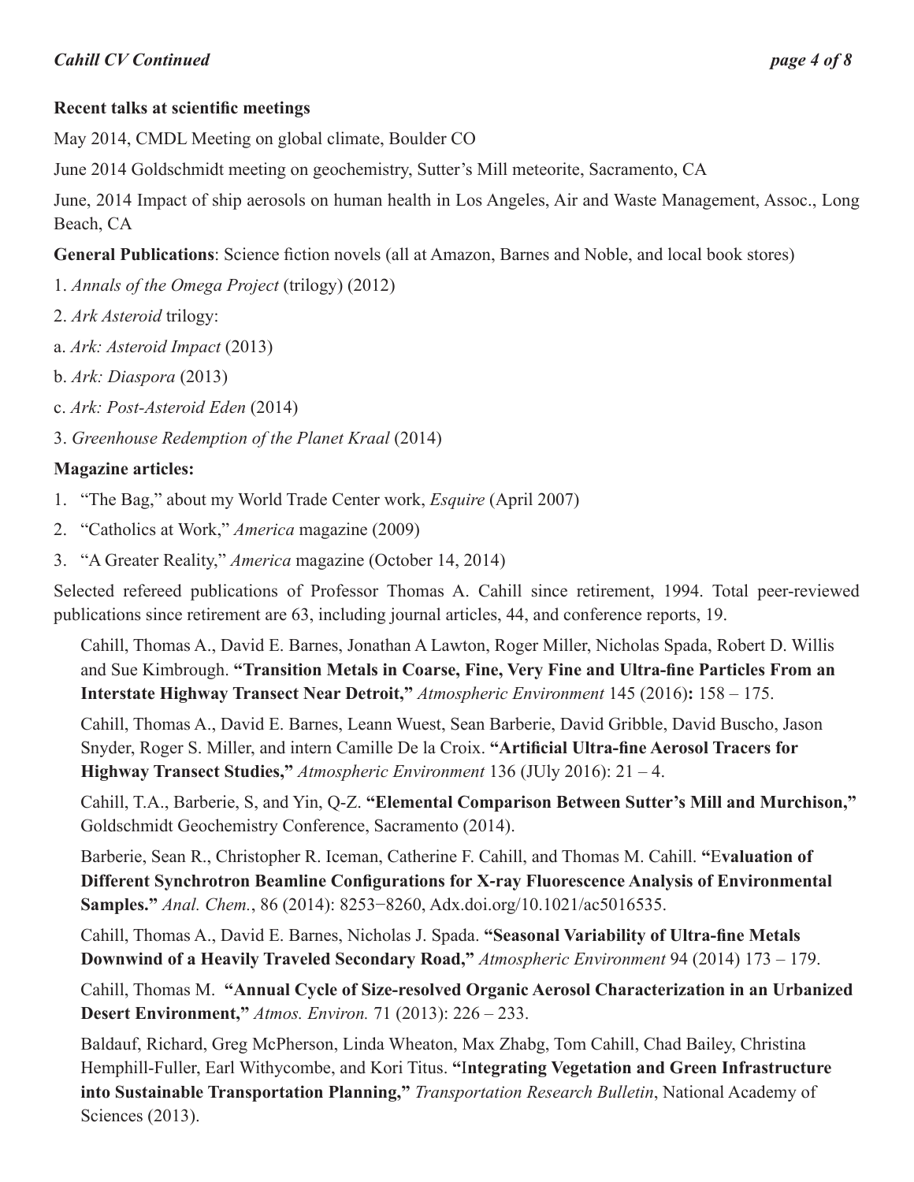**Recent talks at scientific meetings**

May 2014, CMDL Meeting on global climate, Boulder CO

June 2014 Goldschmidt meeting on geochemistry, Sutter's Mill meteorite, Sacramento, CA

June, 2014 Impact of ship aerosols on human health in Los Angeles, Air and Waste Management, Assoc., Long Beach, CA

**General Publications**: Science fiction novels (all at Amazon, Barnes and Noble, and local book stores)

1. *Annals of the Omega Project* (trilogy) (2012)

2. *Ark Asteroid* trilogy:

a. *Ark: Asteroid Impact* (2013)

b. *Ark: Diaspora* (2013)

c. *Ark: Post-Asteroid Eden* (2014)

3. *Greenhouse Redemption of the Planet Kraal* (2014)

**Magazine articles:**

1. "The Bag," about my World Trade Center work, *Esquire* (April 2007)
2. "Catholics at Work," *America* magazine (2009)
3. "A Greater Reality," *America* magazine (October 14, 2014)

Selected refereed publications of Professor Thomas A. Cahill since retirement, 1994. Total peer-reviewed publications since retirement are 63, including journal articles, 44, and conference reports, 19.

Cahill, Thomas A., David E. Barnes, Jonathan A Lawton, Roger Miller, Nicholas Spada, Robert D. Willis and Sue Kimbrough. **"Transition Metals in Coarse, Fine, Very Fine and Ultra-fine Particles From an Interstate Highway Transect Near Detroit,"** *Atmospheric Environment* 145 (2016)**:** 158 – 175.

Cahill, Thomas A., David E. Barnes, Leann Wuest, Sean Barberie, David Gribble, David Buscho, Jason Snyder, Roger S. Miller, and intern Camille De la Croix. **"Artificial Ultra-fine Aerosol Tracers for Highway Transect Studies,"** *Atmospheric Environment* 136 (JUly 2016): 21 – 4.

Cahill, T.A., Barberie, S, and Yin, Q-Z. **"Elemental Comparison Between Sutter's Mill and Murchison,"** Goldschmidt Geochemistry Conference, Sacramento (2014).

Barberie, Sean R., Christopher R. Iceman, Catherine F. Cahill, and Thomas M. Cahill. **"Evaluation of Different Synchrotron Beamline Configurations for X-ray Fluorescence Analysis of Environmental Samples."** *Anal. Chem.*, 86 (2014): 8253−8260, Adx.doi.org/10.1021/ac5016535.

Cahill, Thomas A., David E. Barnes, Nicholas J. Spada. **"Seasonal Variability of Ultra-fine Metals Downwind of a Heavily Traveled Secondary Road,"** *Atmospheric Environment* 94 (2014) 173 – 179.

Cahill, Thomas M. **"Annual Cycle of Size-resolved Organic Aerosol Characterization in an Urbanized Desert Environment,"** *Atmos. Environ.* 71 (2013): 226 – 233.

Baldauf, Richard, Greg McPherson, Linda Wheaton, Max Zhabg, Tom Cahill, Chad Bailey, Christina Hemphill-Fuller, Earl Withycombe, and Kori Titus. **"Integrating Vegetation and Green Infrastructure into Sustainable Transportation Planning,"** *Transportation Research Bulletin*, National Academy of Sciences (2013).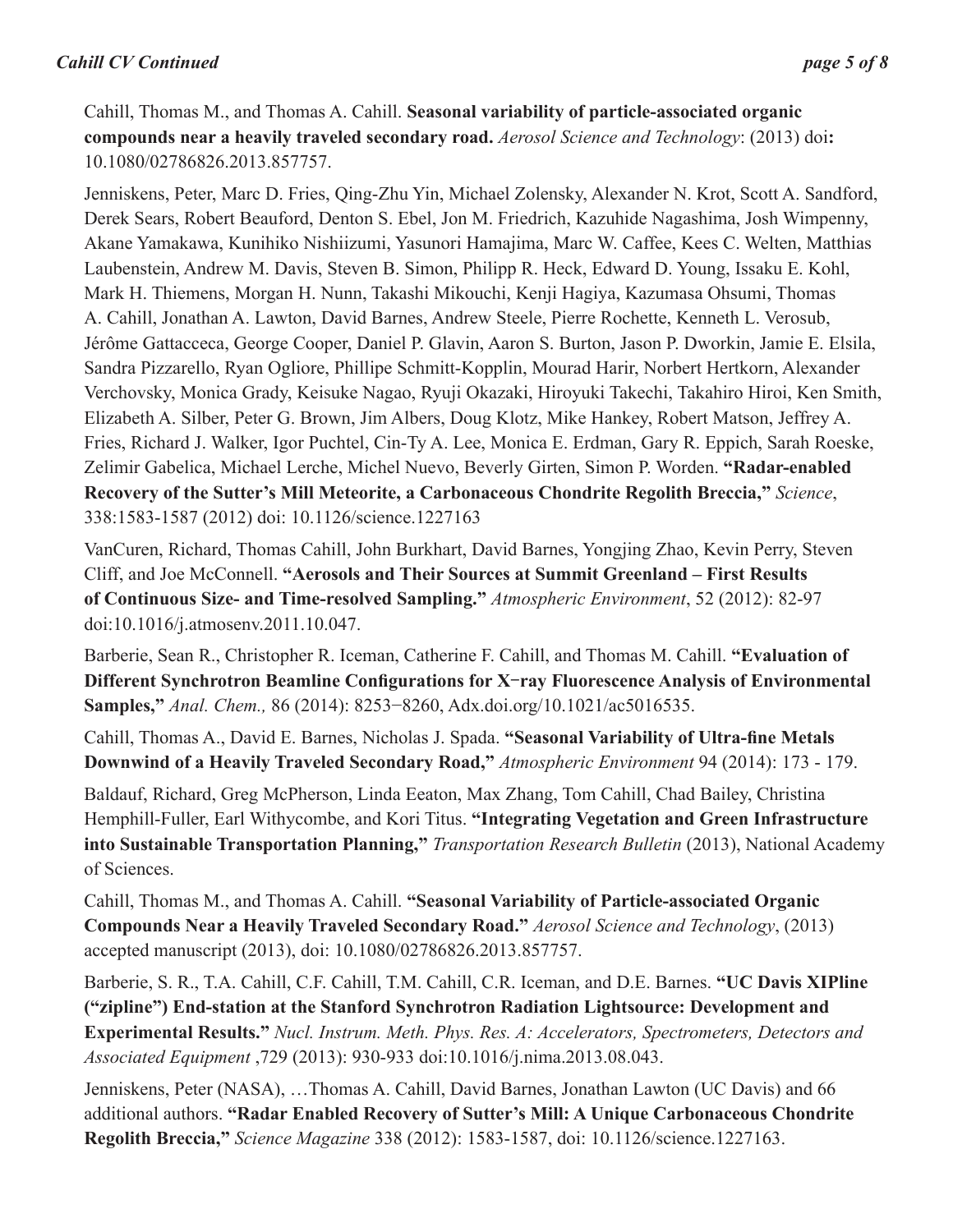Cahill, Thomas M., and Thomas A. Cahill. **Seasonal variability of particle-associated organic compounds near a heavily traveled secondary road.** *Aerosol Science and Technology*: (2013) doi**:** 10.1080/02786826.2013.857757.

Jenniskens, Peter, Marc D. Fries, Qing-Zhu Yin, Michael Zolensky, Alexander N. Krot, Scott A. Sandford, Derek Sears, Robert Beauford, Denton S. Ebel, Jon M. Friedrich, Kazuhide Nagashima, Josh Wimpenny, Akane Yamakawa, Kunihiko Nishiizumi, Yasunori Hamajima, Marc W. Caffee, Kees C. Welten, Matthias Laubenstein, Andrew M. Davis, Steven B. Simon, Philipp R. Heck, Edward D. Young, Issaku E. Kohl, Mark H. Thiemens, Morgan H. Nunn, Takashi Mikouchi, Kenji Hagiya, Kazumasa Ohsumi, Thomas A. Cahill, Jonathan A. Lawton, David Barnes, Andrew Steele, Pierre Rochette, Kenneth L. Verosub, Jérôme Gattacceca, George Cooper, Daniel P. Glavin, Aaron S. Burton, Jason P. Dworkin, Jamie E. Elsila, Sandra Pizzarello, Ryan Ogliore, Phillipe Schmitt-Kopplin, Mourad Harir, Norbert Hertkorn, Alexander Verchovsky, Monica Grady, Keisuke Nagao, Ryuji Okazaki, Hiroyuki Takechi, Takahiro Hiroi, Ken Smith, Elizabeth A. Silber, Peter G. Brown, Jim Albers, Doug Klotz, Mike Hankey, Robert Matson, Jeffrey A. Fries, Richard J. Walker, Igor Puchtel, Cin-Ty A. Lee, Monica E. Erdman, Gary R. Eppich, Sarah Roeske, Zelimir Gabelica, Michael Lerche, Michel Nuevo, Beverly Girten, Simon P. Worden. **"Radar-enabled Recovery of the Sutter's Mill Meteorite, a Carbonaceous Chondrite Regolith Breccia,"** *Science*, 338:1583-1587 (2012) doi: 10.1126/science.1227163

VanCuren, Richard, Thomas Cahill, John Burkhart, David Barnes, Yongjing Zhao, Kevin Perry, Steven Cliff, and Joe McConnell. **"Aerosols and Their Sources at Summit Greenland – First Results of Continuous Size- and Time-resolved Sampling."** *Atmospheric Environment*, 52 (2012): 82-97 doi:10.1016/j.atmosenv.2011.10.047.

Barberie, Sean R., Christopher R. Iceman, Catherine F. Cahill, and Thomas M. Cahill. **"Evaluation of Different Synchrotron Beamline Configurations for X−ray Fluorescence Analysis of Environmental Samples,"** *Anal. Chem.,* 86 (2014): 8253−8260, Adx.doi.org/10.1021/ac5016535.

Cahill, Thomas A., David E. Barnes, Nicholas J. Spada. **"Seasonal Variability of Ultra-fine Metals Downwind of a Heavily Traveled Secondary Road,"** *Atmospheric Environment* 94 (2014): 173 - 179.

Baldauf, Richard, Greg McPherson, Linda Eeaton, Max Zhang, Tom Cahill, Chad Bailey, Christina Hemphill-Fuller, Earl Withycombe, and Kori Titus. **"Integrating Vegetation and Green Infrastructure into Sustainable Transportation Planning,"** *Transportation Research Bulletin* (2013), National Academy of Sciences.

Cahill, Thomas M., and Thomas A. Cahill. **"Seasonal Variability of Particle-associated Organic Compounds Near a Heavily Traveled Secondary Road."** *Aerosol Science and Technology*, (2013) accepted manuscript (2013), doi: 10.1080/02786826.2013.857757.

Barberie, S. R., T.A. Cahill, C.F. Cahill, T.M. Cahill, C.R. Iceman, and D.E. Barnes. **"UC Davis XIPline ("zipline") End-station at the Stanford Synchrotron Radiation Lightsource: Development and Experimental Results."** *Nucl. Instrum. Meth. Phys. Res. A: Accelerators, Spectrometers, Detectors and Associated Equipment* ,729 (2013): 930-933 doi:10.1016/j.nima.2013.08.043.

Jenniskens, Peter (NASA), …Thomas A. Cahill, David Barnes, Jonathan Lawton (UC Davis) and 66 additional authors. **"Radar Enabled Recovery of Sutter's Mill: A Unique Carbonaceous Chondrite Regolith Breccia,"** *Science Magazine* 338 (2012): 1583-1587, doi: 10.1126/science.1227163.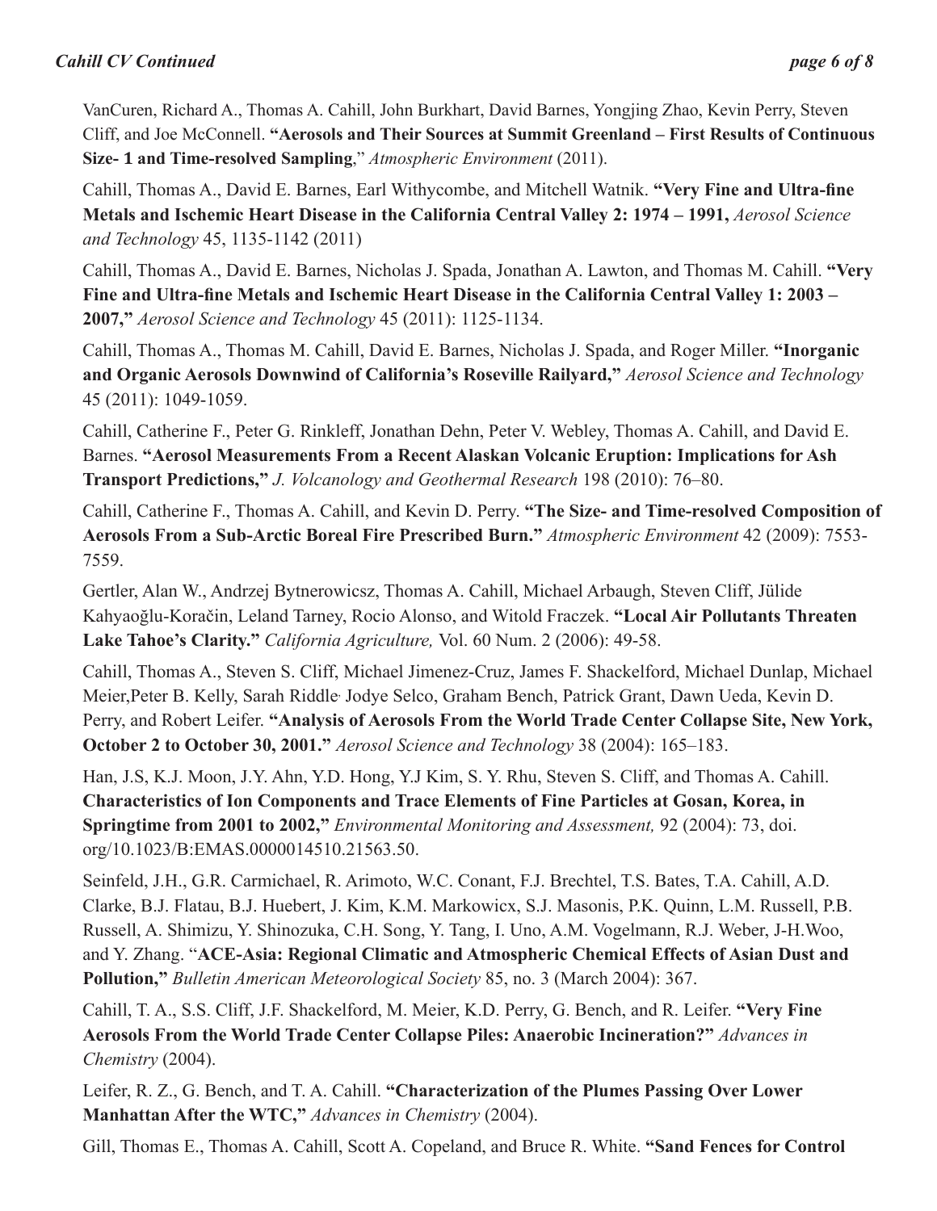VanCuren, Richard A., Thomas A. Cahill, John Burkhart, David Barnes, Yongjing Zhao, Kevin Perry, Steven Cliff, and Joe McConnell. **"Aerosols and Their Sources at Summit Greenland – First Results of Continuous Size- 1 and Time-resolved Sampling**," *Atmospheric Environment* (2011).

Cahill, Thomas A., David E. Barnes, Earl Withycombe, and Mitchell Watnik. **"Very Fine and Ultra-fine Metals and Ischemic Heart Disease in the California Central Valley 2: 1974 – 1991,** *Aerosol Science and Technology* 45, 1135-1142 (2011)

Cahill, Thomas A., David E. Barnes, Nicholas J. Spada, Jonathan A. Lawton, and Thomas M. Cahill. **"Very Fine and Ultra-fine Metals and Ischemic Heart Disease in the California Central Valley 1: 2003 – 2007,"** *Aerosol Science and Technology* 45 (2011): 1125-1134.

Cahill, Thomas A., Thomas M. Cahill, David E. Barnes, Nicholas J. Spada, and Roger Miller. **"Inorganic and Organic Aerosols Downwind of California's Roseville Railyard,"** *Aerosol Science and Technology* 45 (2011): 1049-1059.

Cahill, Catherine F., Peter G. Rinkleff, Jonathan Dehn, Peter V. Webley, Thomas A. Cahill, and David E. Barnes. **"Aerosol Measurements From a Recent Alaskan Volcanic Eruption: Implications for Ash Transport Predictions,"** *J. Volcanology and Geothermal Research* 198 (2010): 76–80.

Cahill, Catherine F., Thomas A. Cahill, and Kevin D. Perry. **"The Size- and Time-resolved Composition of Aerosols From a Sub-Arctic Boreal Fire Prescribed Burn."** *Atmospheric Environment* 42 (2009): 7553-7559.

Gertler, Alan W., Andrzej Bytnerowicsz, Thomas A. Cahill, Michael Arbaugh, Steven Cliff, Jülide Kahyaoğlu-Koračin, Leland Tarney, Rocio Alonso, and Witold Fraczek. **"Local Air Pollutants Threaten Lake Tahoe's Clarity."** *California Agriculture,* Vol. 60 Num. 2 (2006): 49-58.

Cahill, Thomas A., Steven S. Cliff, Michael Jimenez-Cruz, James F. Shackelford, Michael Dunlap, Michael Meier,Peter B. Kelly, Sarah Riddle, Jodye Selco, Graham Bench, Patrick Grant, Dawn Ueda, Kevin D. Perry, and Robert Leifer. **"Analysis of Aerosols From the World Trade Center Collapse Site, New York, October 2 to October 30, 2001."** *Aerosol Science and Technology* 38 (2004): 165–183.

Han, J.S, K.J. Moon, J.Y. Ahn, Y.D. Hong, Y.J Kim, S. Y. Rhu, Steven S. Cliff, and Thomas A. Cahill. **Characteristics of Ion Components and Trace Elements of Fine Particles at Gosan, Korea, in Springtime from 2001 to 2002,"** *Environmental Monitoring and Assessment,* 92 (2004): 73, doi.org/10.1023/B:EMAS.0000014510.21563.50.

Seinfeld, J.H., G.R. Carmichael, R. Arimoto, W.C. Conant, F.J. Brechtel, T.S. Bates, T.A. Cahill, A.D. Clarke, B.J. Flatau, B.J. Huebert, J. Kim, K.M. Markowicx, S.J. Masonis, P.K. Quinn, L.M. Russell, P.B. Russell, A. Shimizu, Y. Shinozuka, C.H. Song, Y. Tang, I. Uno, A.M. Vogelmann, R.J. Weber, J-H.Woo, and Y. Zhang. "**ACE-Asia: Regional Climatic and Atmospheric Chemical Effects of Asian Dust and Pollution,"** *Bulletin American Meteorological Society* 85, no. 3 (March 2004): 367.

Cahill, T. A., S.S. Cliff, J.F. Shackelford, M. Meier, K.D. Perry, G. Bench, and R. Leifer. **"Very Fine Aerosols From the World Trade Center Collapse Piles: Anaerobic Incineration?"** *Advances in Chemistry* (2004).

Leifer, R. Z., G. Bench, and T. A. Cahill. **"Characterization of the Plumes Passing Over Lower Manhattan After the WTC,"** *Advances in Chemistry* (2004).

Gill, Thomas E., Thomas A. Cahill, Scott A. Copeland, and Bruce R. White. **"Sand Fences for Control**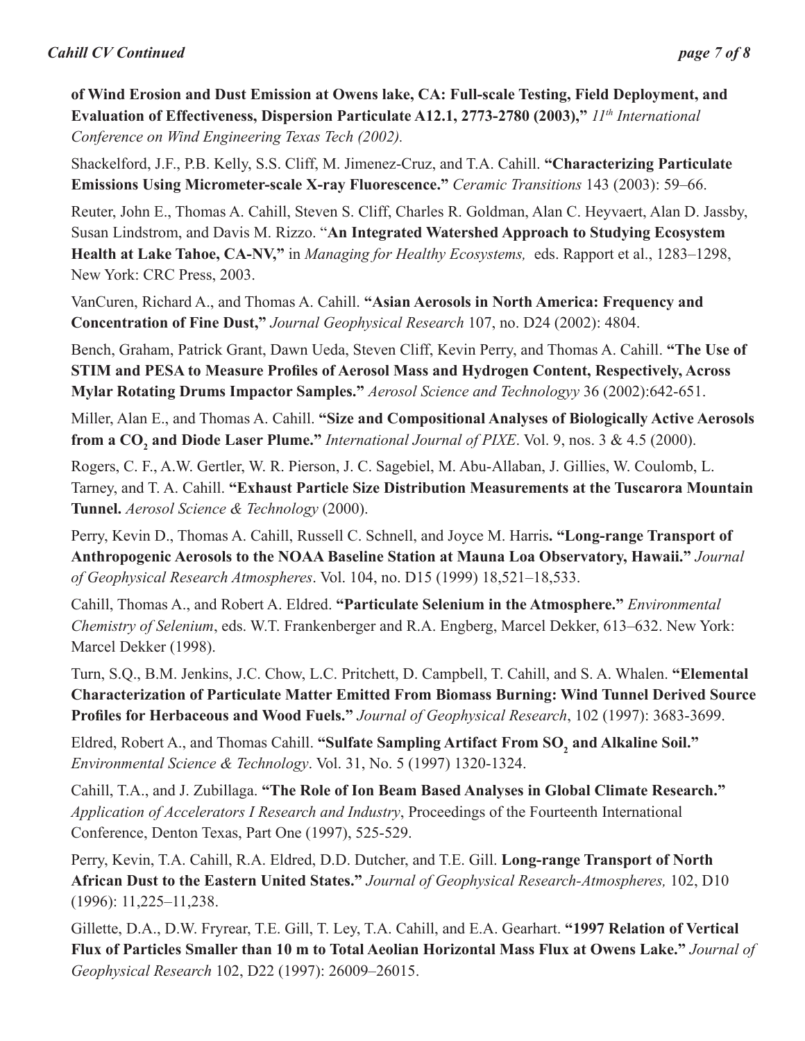**of Wind Erosion and Dust Emission at Owens lake, CA: Full-scale Testing, Field Deployment, and Evaluation of Effectiveness, Dispersion Particulate A12.1, 2773-2780 (2003),"** *11th International Conference on Wind Engineering Texas Tech (2002).*

Shackelford, J.F., P.B. Kelly, S.S. Cliff, M. Jimenez-Cruz, and T.A. Cahill. **"Characterizing Particulate Emissions Using Micrometer-scale X-ray Fluorescence."** *Ceramic Transitions* 143 (2003): 59–66.

Reuter, John E., Thomas A. Cahill, Steven S. Cliff, Charles R. Goldman, Alan C. Heyvaert, Alan D. Jassby, Susan Lindstrom, and Davis M. Rizzo. "**An Integrated Watershed Approach to Studying Ecosystem Health at Lake Tahoe, CA-NV,"** in *Managing for Healthy Ecosystems,* eds. Rapport et al., 1283–1298, New York: CRC Press, 2003.

VanCuren, Richard A., and Thomas A. Cahill. **"Asian Aerosols in North America: Frequency and Concentration of Fine Dust,"** *Journal Geophysical Research* 107, no. D24 (2002): 4804.

Bench, Graham, Patrick Grant, Dawn Ueda, Steven Cliff, Kevin Perry, and Thomas A. Cahill. **"The Use of STIM and PESA to Measure Profiles of Aerosol Mass and Hydrogen Content, Respectively, Across Mylar Rotating Drums Impactor Samples."** *Aerosol Science and Technologyy* 36 (2002):642-651.

Miller, Alan E., and Thomas A. Cahill. **"Size and Compositional Analyses of Biologically Active Aerosols from a $CO_2$ and Diode Laser Plume."** *International Journal of PIXE*. Vol. 9, nos. 3 & 4.5 (2000).

Rogers, C. F., A.W. Gertler, W. R. Pierson, J. C. Sagebiel, M. Abu-Allaban, J. Gillies, W. Coulomb, L. Tarney, and T. A. Cahill. **"Exhaust Particle Size Distribution Measurements at the Tuscarora Mountain Tunnel.** *Aerosol Science & Technology* (2000).

Perry, Kevin D., Thomas A. Cahill, Russell C. Schnell, and Joyce M. Harris**. "Long-range Transport of Anthropogenic Aerosols to the NOAA Baseline Station at Mauna Loa Observatory, Hawaii."** *Journal of Geophysical Research Atmospheres*. Vol. 104, no. D15 (1999) 18,521–18,533.

Cahill, Thomas A., and Robert A. Eldred. **"Particulate Selenium in the Atmosphere."** *Environmental Chemistry of Selenium*, eds. W.T. Frankenberger and R.A. Engberg, Marcel Dekker, 613–632. New York: Marcel Dekker (1998).

Turn, S.Q., B.M. Jenkins, J.C. Chow, L.C. Pritchett, D. Campbell, T. Cahill, and S. A. Whalen. **"Elemental Characterization of Particulate Matter Emitted From Biomass Burning: Wind Tunnel Derived Source Profiles for Herbaceous and Wood Fuels."** *Journal of Geophysical Research*, 102 (1997): 3683-3699.

Eldred, Robert A., and Thomas Cahill. **"Sulfate Sampling Artifact From $SO_2$ and Alkaline Soil."** *Environmental Science & Technology*. Vol. 31, No. 5 (1997) 1320-1324.

Cahill, T.A., and J. Zubillaga. **"The Role of Ion Beam Based Analyses in Global Climate Research."** *Application of Accelerators I Research and Industry*, Proceedings of the Fourteenth International Conference, Denton Texas, Part One (1997), 525-529.

Perry, Kevin, T.A. Cahill, R.A. Eldred, D.D. Dutcher, and T.E. Gill. **Long-range Transport of North African Dust to the Eastern United States."** *Journal of Geophysical Research-Atmospheres,* 102, D10 (1996): 11,225–11,238.

Gillette, D.A., D.W. Fryrear, T.E. Gill, T. Ley, T.A. Cahill, and E.A. Gearhart. **"1997 Relation of Vertical Flux of Particles Smaller than 10 m to Total Aeolian Horizontal Mass Flux at Owens Lake."** *Journal of Geophysical Research* 102, D22 (1997): 26009–26015.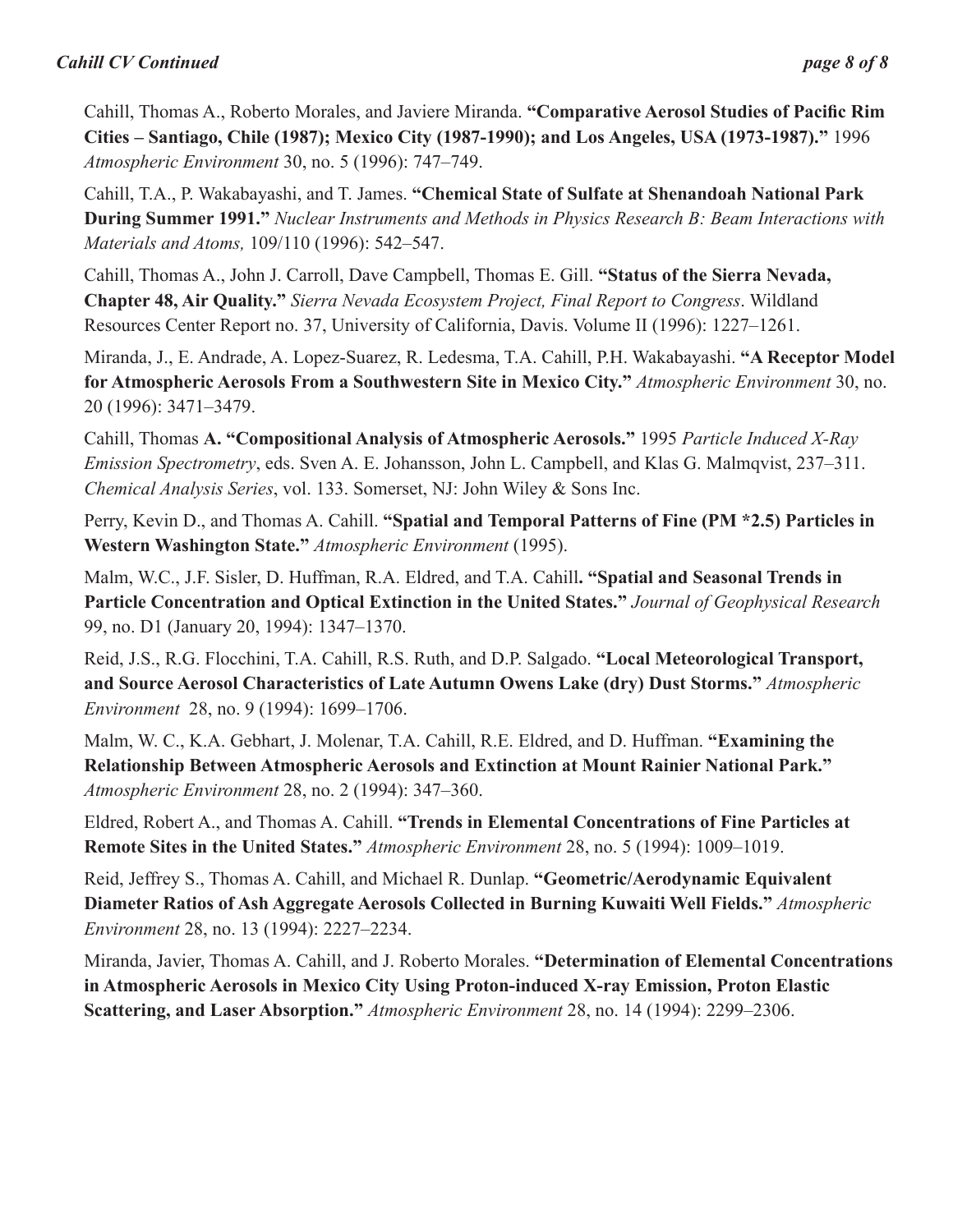Cahill, Thomas A., Roberto Morales, and Javiere Miranda. **"Comparative Aerosol Studies of Pacific Rim Cities – Santiago, Chile (1987); Mexico City (1987-1990); and Los Angeles, USA (1973-1987)."** 1996 *Atmospheric Environment* 30, no. 5 (1996): 747–749.

Cahill, T.A., P. Wakabayashi, and T. James. **"Chemical State of Sulfate at Shenandoah National Park During Summer 1991."** *Nuclear Instruments and Methods in Physics Research B: Beam Interactions with Materials and Atoms,* 109/110 (1996): 542–547.

Cahill, Thomas A., John J. Carroll, Dave Campbell, Thomas E. Gill. **"Status of the Sierra Nevada, Chapter 48, Air Quality."** *Sierra Nevada Ecosystem Project, Final Report to Congress*. Wildland Resources Center Report no. 37, University of California, Davis. Volume II (1996): 1227–1261.

Miranda, J., E. Andrade, A. Lopez-Suarez, R. Ledesma, T.A. Cahill, P.H. Wakabayashi. **"A Receptor Model for Atmospheric Aerosols From a Southwestern Site in Mexico City."** *Atmospheric Environment* 30, no. 20 (1996): 3471–3479.

Cahill, Thomas **A. "Compositional Analysis of Atmospheric Aerosols."** 1995 *Particle Induced X-Ray Emission Spectrometry*, eds. Sven A. E. Johansson, John L. Campbell, and Klas G. Malmqvist, 237–311. *Chemical Analysis Series*, vol. 133. Somerset, NJ: John Wiley & Sons Inc.

Perry, Kevin D., and Thomas A. Cahill. **"Spatial and Temporal Patterns of Fine (PM *2.5) Particles in Western Washington State."** *Atmospheric Environment* (1995).

Malm, W.C., J.F. Sisler, D. Huffman, R.A. Eldred, and T.A. Cahill**. "Spatial and Seasonal Trends in Particle Concentration and Optical Extinction in the United States."** *Journal of Geophysical Research* 99, no. D1 (January 20, 1994): 1347–1370.

Reid, J.S., R.G. Flocchini, T.A. Cahill, R.S. Ruth, and D.P. Salgado. **"Local Meteorological Transport, and Source Aerosol Characteristics of Late Autumn Owens Lake (dry) Dust Storms."** *Atmospheric Environment* 28, no. 9 (1994): 1699–1706.

Malm, W. C., K.A. Gebhart, J. Molenar, T.A. Cahill, R.E. Eldred, and D. Huffman. **"Examining the Relationship Between Atmospheric Aerosols and Extinction at Mount Rainier National Park."** *Atmospheric Environment* 28, no. 2 (1994): 347–360.

Eldred, Robert A., and Thomas A. Cahill. **"Trends in Elemental Concentrations of Fine Particles at Remote Sites in the United States."** *Atmospheric Environment* 28, no. 5 (1994): 1009–1019.

Reid, Jeffrey S., Thomas A. Cahill, and Michael R. Dunlap. **"Geometric/Aerodynamic Equivalent Diameter Ratios of Ash Aggregate Aerosols Collected in Burning Kuwaiti Well Fields."** *Atmospheric Environment* 28, no. 13 (1994): 2227–2234.

Miranda, Javier, Thomas A. Cahill, and J. Roberto Morales. **"Determination of Elemental Concentrations in Atmospheric Aerosols in Mexico City Using Proton-induced X-ray Emission, Proton Elastic Scattering, and Laser Absorption."** *Atmospheric Environment* 28, no. 14 (1994): 2299–2306.